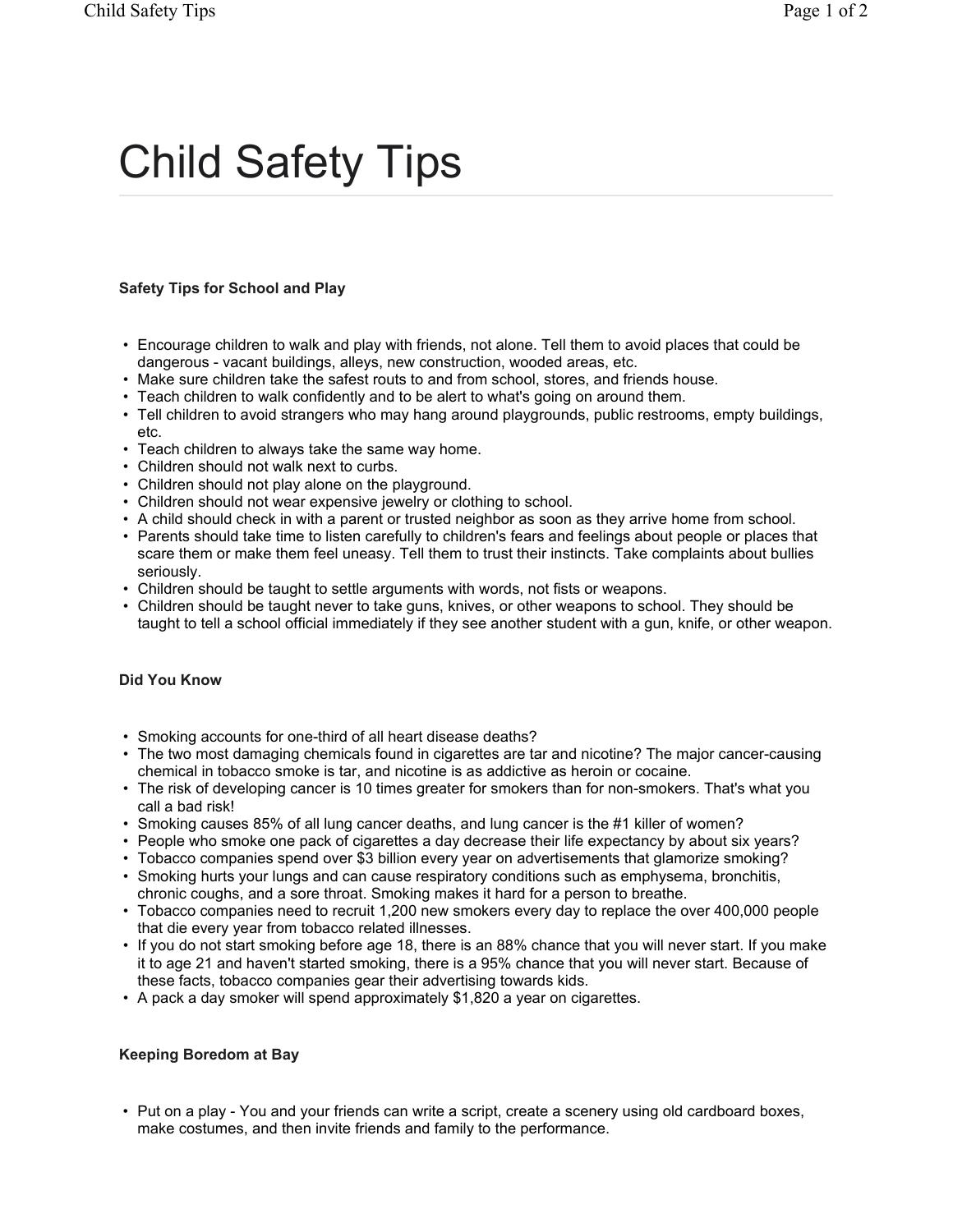# Child Safety Tips

### Safety Tips for School and Play

- Encourage children to walk and play with friends, not alone. Tell them to avoid places that could be dangerous - vacant buildings, alleys, new construction, wooded areas, etc.
- Make sure children take the safest routs to and from school, stores, and friends house.
- Teach children to walk confidently and to be alert to what's going on around them.
- Tell children to avoid strangers who may hang around playgrounds, public restrooms, empty buildings, etc.
- Teach children to always take the same way home.
- Children should not walk next to curbs.
- Children should not play alone on the playground.
- Children should not wear expensive jewelry or clothing to school.
- A child should check in with a parent or trusted neighbor as soon as they arrive home from school.
- Parents should take time to listen carefully to children's fears and feelings about people or places that scare them or make them feel uneasy. Tell them to trust their instincts. Take complaints about bullies seriously.
- Children should be taught to settle arguments with words, not fists or weapons.
- Children should be taught never to take guns, knives, or other weapons to school. They should be taught to tell a school official immediately if they see another student with a gun, knife, or other weapon.

### Did You Know

- Smoking accounts for one-third of all heart disease deaths?
- The two most damaging chemicals found in cigarettes are tar and nicotine? The major cancer-causing chemical in tobacco smoke is tar, and nicotine is as addictive as heroin or cocaine.
- The risk of developing cancer is 10 times greater for smokers than for non-smokers. That's what you call a bad risk!
- Smoking causes 85% of all lung cancer deaths, and lung cancer is the #1 killer of women?
- People who smoke one pack of cigarettes a day decrease their life expectancy by about six years?
- Tobacco companies spend over $3 billion every year on advertisements that glamorize smoking?
- Smoking hurts your lungs and can cause respiratory conditions such as emphysema, bronchitis, chronic coughs, and a sore throat. Smoking makes it hard for a person to breathe.
- Tobacco companies need to recruit 1,200 new smokers every day to replace the over 400,000 people that die every year from tobacco related illnesses.
- If you do not start smoking before age 18, there is an 88% chance that you will never start. If you make it to age 21 and haven't started smoking, there is a 95% chance that you will never start. Because of these facts, tobacco companies gear their advertising towards kids.
- A pack a day smoker will spend approximately $1,820 a year on cigarettes.

### Keeping Boredom at Bay

- Put on a play - You and your friends can write a script, create a scenery using old cardboard boxes, make costumes, and then invite friends and family to the performance.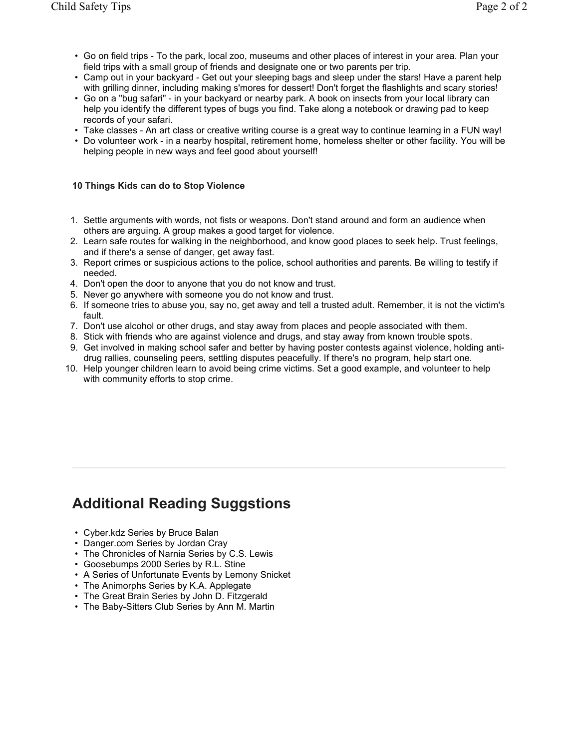- Go on field trips - To the park, local zoo, museums and other places of interest in your area. Plan your field trips with a small group of friends and designate one or two parents per trip.
- Camp out in your backyard - Get out your sleeping bags and sleep under the stars! Have a parent help with grilling dinner, including making s'mores for dessert! Don't forget the flashlights and scary stories!
- Go on a "bug safari" - in your backyard or nearby park. A book on insects from your local library can help you identify the different types of bugs you find. Take along a notebook or drawing pad to keep records of your safari.
- Take classes - An art class or creative writing course is a great way to continue learning in a FUN way!
- Do volunteer work - in a nearby hospital, retirement home, homeless shelter or other facility. You will be helping people in new ways and feel good about yourself!

**10 Things Kids can do to Stop Violence**

1. Settle arguments with words, not fists or weapons. Don't stand around and form an audience when others are arguing. A group makes a good target for violence.
2. Learn safe routes for walking in the neighborhood, and know good places to seek help. Trust feelings, and if there's a sense of danger, get away fast.
3. Report crimes or suspicious actions to the police, school authorities and parents. Be willing to testify if needed.
4. Don't open the door to anyone that you do not know and trust.
5. Never go anywhere with someone you do not know and trust.
6. If someone tries to abuse you, say no, get away and tell a trusted adult. Remember, it is not the victim's fault.
7. Don't use alcohol or other drugs, and stay away from places and people associated with them.
8. Stick with friends who are against violence and drugs, and stay away from known trouble spots.
9. Get involved in making school safer and better by having poster contests against violence, holding anti-drug rallies, counseling peers, settling disputes peacefully. If there's no program, help start one.
10. Help younger children learn to avoid being crime victims. Set a good example, and volunteer to help with community efforts to stop crime.

---

## Additional Reading Suggstions

- Cyber.kdz Series by Bruce Balan
- Danger.com Series by Jordan Cray
- The Chronicles of Narnia Series by C.S. Lewis
- Goosebumps 2000 Series by R.L. Stine
- A Series of Unfortunate Events by Lemony Snicket
- The Animorphs Series by K.A. Applegate
- The Great Brain Series by John D. Fitzgerald
- The Baby-Sitters Club Series by Ann M. Martin